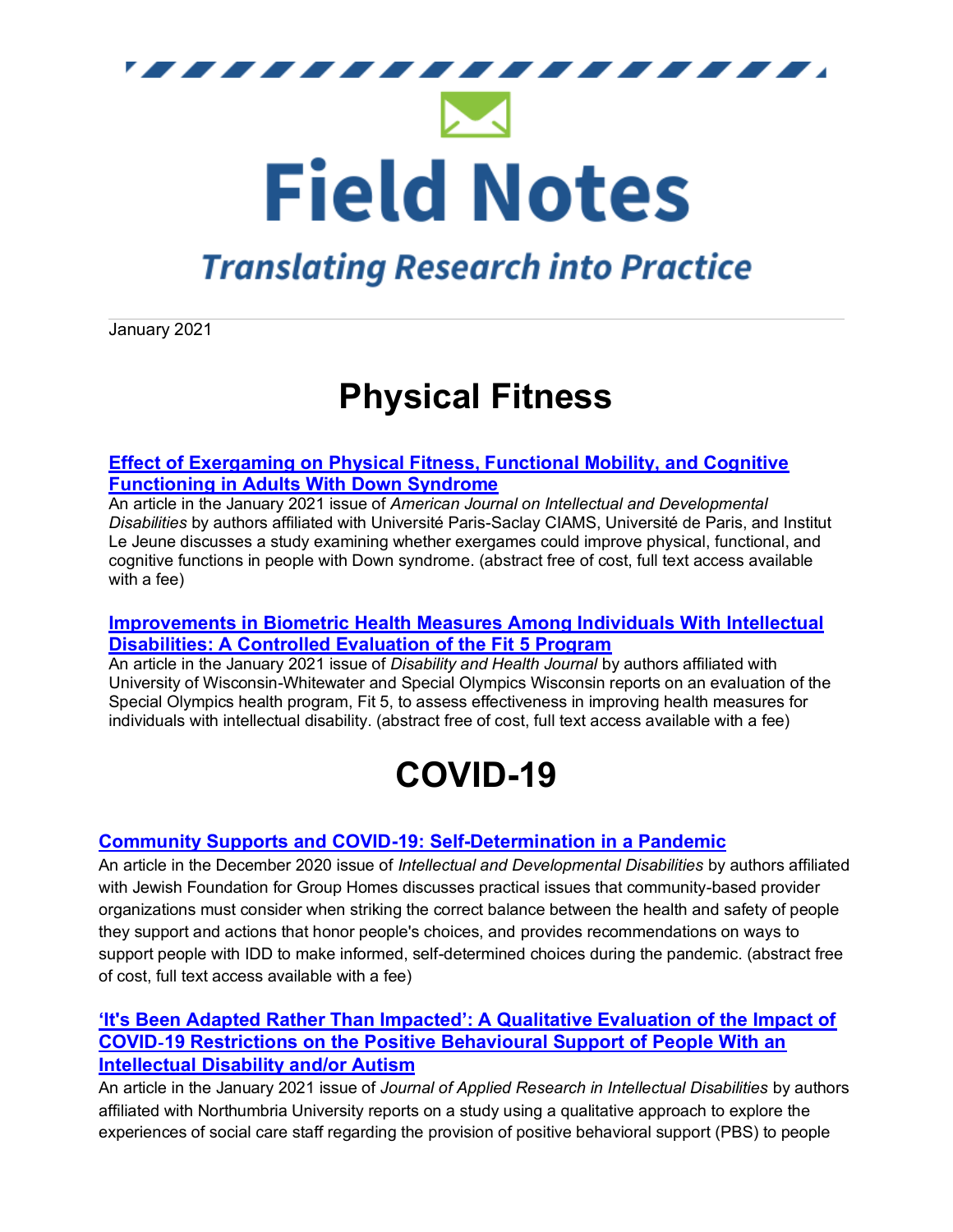# Field Notes

## Translating Research into Practice

January 2021

# Physical Fitness

**Effect of Exergaming on Physical Fitness, Functional Mobility, and Cognitive Functioning in Adults With Down Syndrome**

An article in the January 2021 issue of *American Journal on Intellectual and Developmental Disabilities* by authors affiliated with Université Paris-Saclay CIAMS, Université de Paris, and Institut Le Jeune discusses a study examining whether exergames could improve physical, functional, and cognitive functions in people with Down syndrome. (abstract free of cost, full text access available with a fee)

**Improvements in Biometric Health Measures Among Individuals With Intellectual Disabilities: A Controlled Evaluation of the Fit 5 Program**

An article in the January 2021 issue of *Disability and Health Journal* by authors affiliated with University of Wisconsin-Whitewater and Special Olympics Wisconsin reports on an evaluation of the Special Olympics health program, Fit 5, to assess effectiveness in improving health measures for individuals with intellectual disability. (abstract free of cost, full text access available with a fee)

# COVID-19

**Community Supports and COVID-19: Self-Determination in a Pandemic**

An article in the December 2020 issue of *Intellectual and Developmental Disabilities* by authors affiliated with Jewish Foundation for Group Homes discusses practical issues that community-based provider organizations must consider when striking the correct balance between the health and safety of people they support and actions that honor people's choices, and provides recommendations on ways to support people with IDD to make informed, self-determined choices during the pandemic. (abstract free of cost, full text access available with a fee)

**'It's Been Adapted Rather Than Impacted': A Qualitative Evaluation of the Impact of COVID-19 Restrictions on the Positive Behavioural Support of People With an Intellectual Disability and/or Autism**

An article in the January 2021 issue of *Journal of Applied Research in Intellectual Disabilities* by authors affiliated with Northumbria University reports on a study using a qualitative approach to explore the experiences of social care staff regarding the provision of positive behavioral support (PBS) to people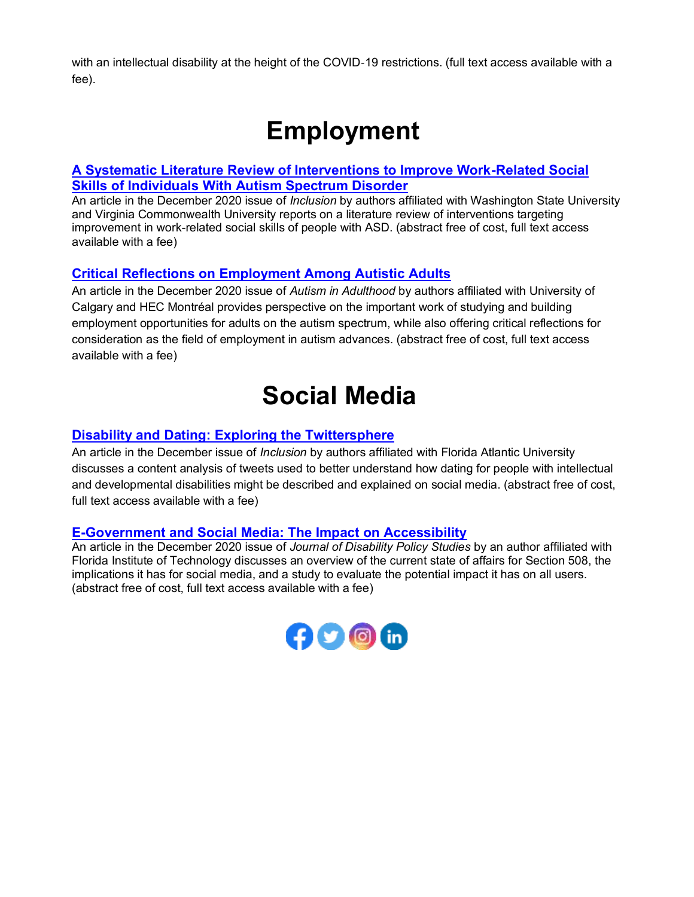with an intellectual disability at the height of the COVID-19 restrictions. (full text access available with a fee).

# Employment

**A Systematic Literature Review of Interventions to Improve Work-Related Social Skills of Individuals With Autism Spectrum Disorder**
An article in the December 2020 issue of *Inclusion* by authors affiliated with Washington State University and Virginia Commonwealth University reports on a literature review of interventions targeting improvement in work-related social skills of people with ASD. (abstract free of cost, full text access available with a fee)

**Critical Reflections on Employment Among Autistic Adults**
An article in the December 2020 issue of *Autism in Adulthood* by authors affiliated with University of Calgary and HEC Montréal provides perspective on the important work of studying and building employment opportunities for adults on the autism spectrum, while also offering critical reflections for consideration as the field of employment in autism advances. (abstract free of cost, full text access available with a fee)

# Social Media

**Disability and Dating: Exploring the Twittersphere**
An article in the December issue of *Inclusion* by authors affiliated with Florida Atlantic University discusses a content analysis of tweets used to better understand how dating for people with intellectual and developmental disabilities might be described and explained on social media. (abstract free of cost, full text access available with a fee)

**E-Government and Social Media: The Impact on Accessibility**
An article in the December 2020 issue of *Journal of Disability Policy Studies* by an author affiliated with Florida Institute of Technology discusses an overview of the current state of affairs for Section 508, the implications it has for social media, and a study to evaluate the potential impact it has on all users. (abstract free of cost, full text access available with a fee)